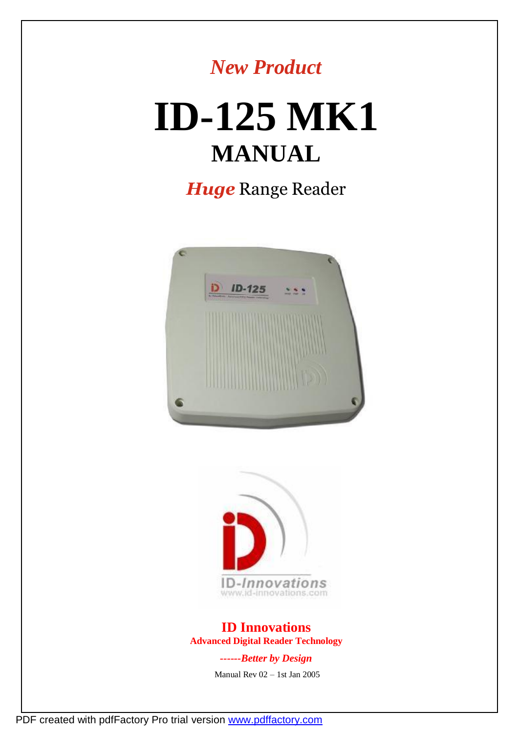*New Product*

# ID-125 MK1

## MANUAL

***Huge*** Range Reader

**ID Innovations**

**Advanced Digital Reader Technology**

***------Better by Design***

Manual Rev 02 – 1st Jan 2005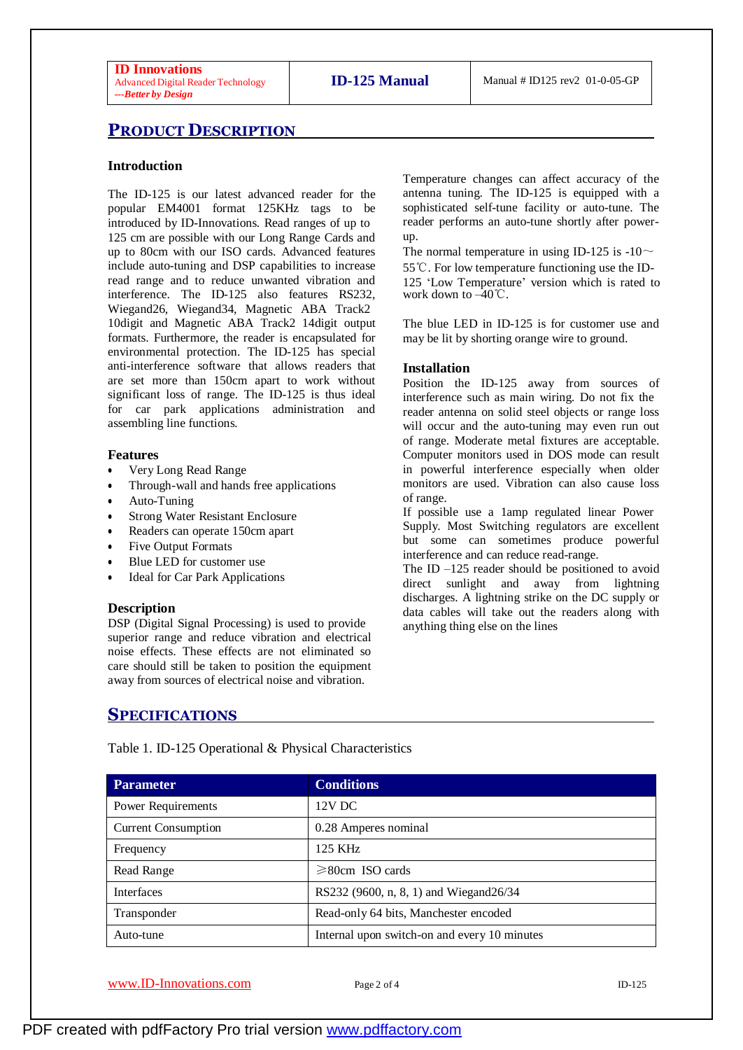## PRODUCT DESCRIPTION

### Introduction

The ID-125 is our latest advanced reader for the popular EM4001 format 125KHz tags to be introduced by ID-Innovations. Read ranges of up to 125 cm are possible with our Long Range Cards and up to 80cm with our ISO cards. Advanced features include auto-tuning and DSP capabilities to increase read range and to reduce unwanted vibration and interference. The ID-125 also features RS232, Wiegand26, Wiegand34, Magnetic ABA Track2 10digit and Magnetic ABA Track2 14digit output formats. Furthermore, the reader is encapsulated for environmental protection. The ID-125 has special anti-interference software that allows readers that are set more than 150cm apart to work without significant loss of range. The ID-125 is thus ideal for car park applications administration and assembling line functions.

### Features

- Very Long Read Range
- Through-wall and hands free applications
- Auto-Tuning
- Strong Water Resistant Enclosure
- Readers can operate 150cm apart
- Five Output Formats
- Blue LED for customer use
- Ideal for Car Park Applications

### Description

DSP (Digital Signal Processing) is used to provide superior range and reduce vibration and electrical noise effects. These effects are not eliminated so care should still be taken to position the equipment away from sources of electrical noise and vibration.

Temperature changes can affect accuracy of the antenna tuning. The ID-125 is equipped with a sophisticated self-tune facility or auto-tune. The reader performs an auto-tune shortly after power-up.

The normal temperature in using ID-125 is -10～55℃. For low temperature functioning use the ID-125 'Low Temperature' version which is rated to work down to –40℃.

The blue LED in ID-125 is for customer use and may be lit by shorting orange wire to ground.

### Installation

Position the ID-125 away from sources of interference such as main wiring. Do not fix the reader antenna on solid steel objects or range loss will occur and the auto-tuning may even run out of range. Moderate metal fixtures are acceptable. Computer monitors used in DOS mode can result in powerful interference especially when older monitors are used. Vibration can also cause loss of range.

If possible use a 1amp regulated linear Power Supply. Most Switching regulators are excellent but some can sometimes produce powerful interference and can reduce read-range.

The ID –125 reader should be positioned to avoid direct sunlight and away from lightning discharges. A lightning strike on the DC supply or data cables will take out the readers along with anything thing else on the lines

## SPECIFICATIONS

Table 1. ID-125 Operational & Physical Characteristics

| Parameter | Conditions |
|---|---|
| Power Requirements | 12V DC |
| Current Consumption | 0.28 Amperes nominal |
| Frequency | 125 KHz |
| Read Range | ⩾80cm ISO cards |
| Interfaces | RS232 (9600, n, 8, 1) and Wiegand26/34 |
| Transponder | Read-only 64 bits, Manchester encoded |
| Auto-tune | Internal upon switch-on and every 10 minutes |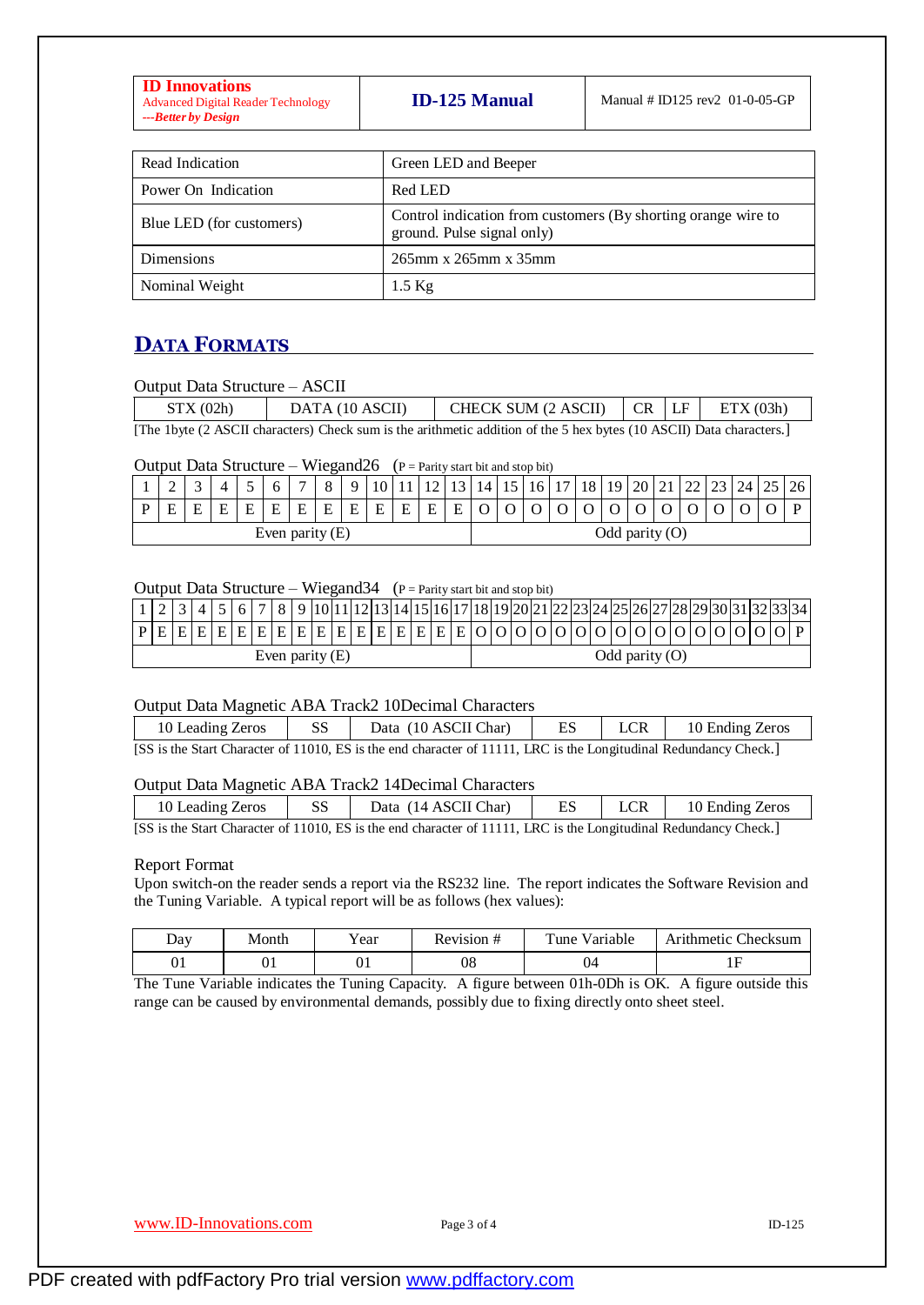| Read Indication | Green LED and Beeper |
|---|---|
| Power On Indication | Red LED |
| Blue LED (for customers) | Control indication from customers (By shorting orange wire to ground. Pulse signal only) |
| Dimensions | 265mm x 265mm x 35mm |
| Nominal Weight | 1.5 Kg |

## DATA FORMATS

Output Data Structure – ASCII

| STX (02h) | DATA (10 ASCII) | CHECK SUM (2 ASCII) | CR | LF | ETX (03h) |
|---|---|---|---|---|---|

[The 1byte (2 ASCII characters) Check sum is the arithmetic addition of the 5 hex bytes (10 ASCII) Data characters.]

Output Data Structure – Wiegand26 (P = Parity start bit and stop bit)

| 1 | 2 | 3 | 4 | 5 | 6 | 7 | 8 | 9 | 10 | 11 | 12 | 13 | 14 | 15 | 16 | 17 | 18 | 19 | 20 | 21 | 22 | 23 | 24 | 25 | 26 |
|---|---|---|---|---|---|---|---|---|---|---|---|---|---|---|---|---|---|---|---|---|---|---|---|---|---|
| P | E | E | E | E | E | E | E | E | E | E | E | E | O | O | O | O | O | O | O | O | O | O | O | O | P |
| Even parity (E) | | | | | | | | | | | | | Odd parity (O) | | | | | | | | | | | | |

Output Data Structure – Wiegand34 (P = Parity start bit and stop bit)

| 1 | 2 | 3 | 4 | 5 | 6 | 7 | 8 | 9 | 10 | 11 | 12 | 13 | 14 | 15 | 16 | 17 | 18 | 19 | 20 | 21 | 22 | 23 | 24 | 25 | 26 | 27 | 28 | 29 | 30 | 31 | 32 | 33 | 34 |
|---|---|---|---|---|---|---|---|---|---|---|---|---|---|---|---|---|---|---|---|---|---|---|---|---|---|---|---|---|---|---|---|---|---|
| P | E | E | E | E | E | E | E | E | E | E | E | E | E | E | E | E | O | O | O | O | O | O | O | O | O | O | O | O | O | O | O | O | P |
| Even parity (E) | | | | | | | | | | | | | | | | | Odd parity (O) | | | | | | | | | | | | | | | | |

Output Data Magnetic ABA Track2 10Decimal Characters

| 10 Leading Zeros | SS | Data (10 ASCII Char) | ES | LCR | 10 Ending Zeros |
|---|---|---|---|---|---|

[SS is the Start Character of 11010, ES is the end character of 11111, LRC is the Longitudinal Redundancy Check.]

Output Data Magnetic ABA Track2 14Decimal Characters

| 10 Leading Zeros | SS | Data (14 ASCII Char) | ES | LCR | 10 Ending Zeros |
|---|---|---|---|---|---|

[SS is the Start Character of 11010, ES is the end character of 11111, LRC is the Longitudinal Redundancy Check.]

Report Format

Upon switch-on the reader sends a report via the RS232 line. The report indicates the Software Revision and the Tuning Variable. A typical report will be as follows (hex values):

| Day | Month | Year | Revision # | Tune Variable | Arithmetic Checksum |
|---|---|---|---|---|---|
| 01 | 01 | 01 | 08 | 04 | 1F |

The Tune Variable indicates the Tuning Capacity. A figure between 01h-0Dh is OK. A figure outside this range can be caused by environmental demands, possibly due to fixing directly onto sheet steel.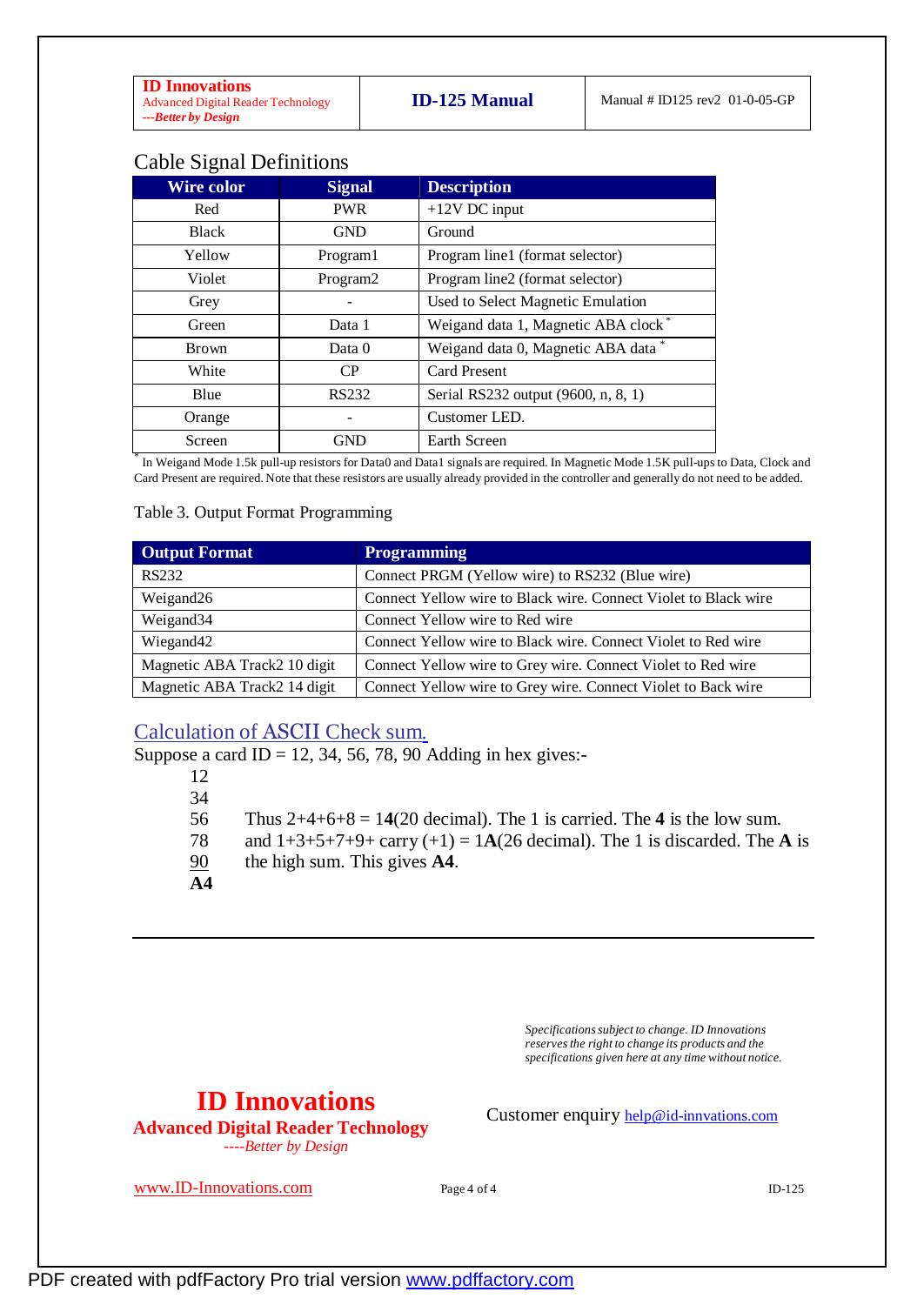## Cable Signal Definitions

| Wire color | Signal | Description |
|---|---|---|
| Red | PWR | +12V DC input |
| Black | GND | Ground |
| Yellow | Program1 | Program line1 (format selector) |
| Violet | Program2 | Program line2 (format selector) |
| Grey | - | Used to Select Magnetic Emulation |
| Green | Data 1 | Weigand data 1, Magnetic ABA clock * |
| Brown | Data 0 | Weigand data 0, Magnetic ABA data * |
| White | CP | Card Present |
| Blue | RS232 | Serial RS232 output (9600, n, 8, 1) |
| Orange | - | Customer LED. |
| Screen | GND | Earth Screen |

* In Weigand Mode 1.5k pull-up resistors for Data0 and Data1 signals are required. In Magnetic Mode 1.5K pull-ups to Data, Clock and Card Present are required. Note that these resistors are usually already provided in the controller and generally do not need to be added.

Table 3. Output Format Programming

| Output Format | Programming |
|---|---|
| RS232 | Connect PRGM (Yellow wire) to RS232 (Blue wire) |
| Weigand26 | Connect Yellow wire to Black wire. Connect Violet to Black wire |
| Weigand34 | Connect Yellow wire to Red wire |
| Wiegand42 | Connect Yellow wire to Black wire. Connect Violet to Red wire |
| Magnetic ABA Track2 10 digit | Connect Yellow wire to Grey wire. Connect Violet to Red wire |
| Magnetic ABA Track2 14 digit | Connect Yellow wire to Grey wire. Connect Violet to Back wire |

## Calculation of ASCII Check sum.

Suppose a card ID = 12, 34, 56, 78, 90 Adding in hex gives:-

```
12
34
56
78
90
A4
```

Thus 2+4+6+8 = 1**4**(20 decimal). The 1 is carried. The **4** is the low sum. and 1+3+5+7+9+ carry (+1) = 1**A**(26 decimal). The 1 is discarded. The **A** is the high sum. This gives **A4**.

*Specifications subject to change. ID Innovations reserves the right to change its products and the specifications given here at any time without notice.*

**ID Innovations**
**Advanced Digital Reader Technology**
*----Better by Design*

Customer enquiry help@id-innvations.com

www.ID-Innovations.com